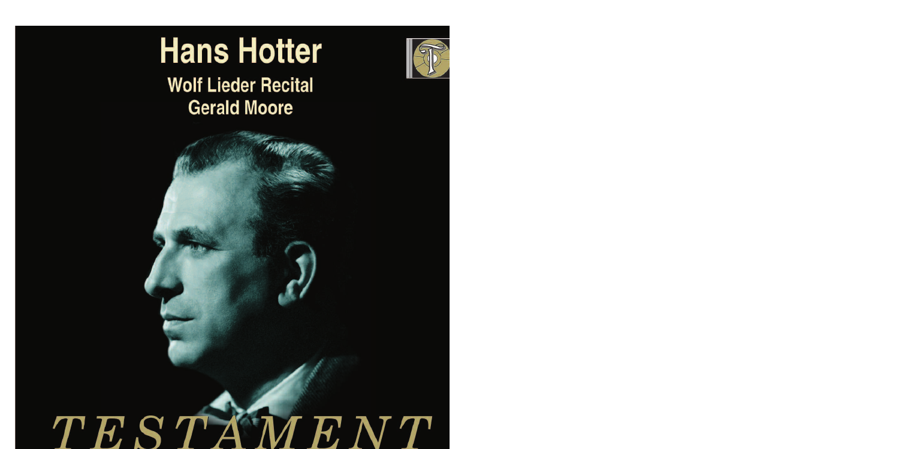# Hans Hotter

Wolf Lieder Recital

Gerald Moore

TESTAMENT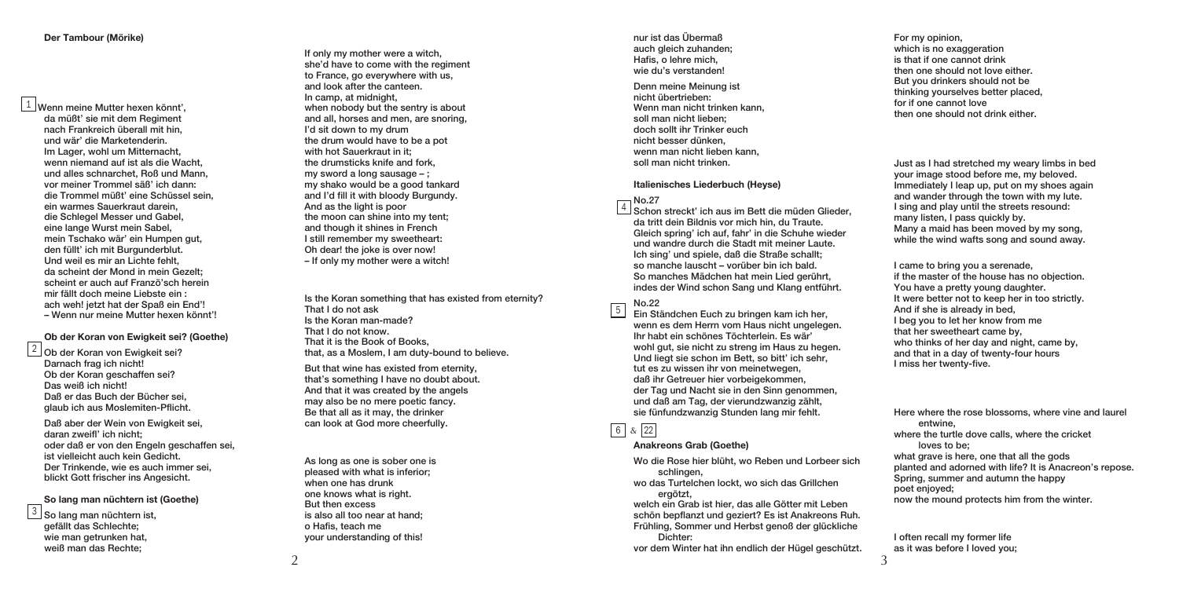**Der Tambour (Mörike)**

1

Wenn meine Mutter hexen könnt',
da müßt' sie mit dem Regiment
nach Frankreich überall mit hin,
und wär' die Marketenderin.
Im Lager, wohl um Mitternacht,
wenn niemand auf ist als die Wacht,
und alles schnarchet, Roß und Mann,
vor meiner Trommel säß' ich dann:
die Trommel müßt' eine Schüssel sein,
ein warmes Sauerkraut darein,
die Schlegel Messer und Gabel,
eine lange Wurst mein Sabel,
mein Tschako wär' ein Humpen gut,
den füllt' ich mit Burgunderblut.
Und weil es mir an Lichte fehlt,
da scheint der Mond in mein Gezelt;
scheint er auch auf Französ'sch herein
mir fällt doch meine Liebste ein :
ach weh! jetzt hat der Spaß ein End'!
– Wenn nur meine Mutter hexen könnt'!

If only my mother were a witch,
she'd have to come with the regiment
to France, go everywhere with us,
and look after the canteen.
In camp, at midnight,
when nobody but the sentry is about
and all, horses and men, are snoring,
I'd sit down to my drum
the drum would have to be a pot
with hot Sauerkraut in it;
the drumsticks knife and fork,
my sword a long sausage – ;
my shako would be a good tankard
and I'd fill it with bloody Burgundy.
And as the light is poor
the moon can shine into my tent;
and though it shines in French
I still remember my sweetheart:
Oh dear! the joke is over now!
– If only my mother were a witch!

**Ob der Koran von Ewigkeit sei? (Goethe)**

2

Ob der Koran von Ewigkeit sei?
Darnach frag ich nicht!
Ob der Koran geschaffen sei?
Das weiß ich nicht!
Daß er das Buch der Bücher sei,
glaub ich aus Moslemiten-Pflicht.

Daß aber der Wein von Ewigkeit sei,
daran zweifl' ich nicht;
oder daß er von den Engeln geschaffen sei,
ist vielleicht auch kein Gedicht.
Der Trinkende, wie es auch immer sei,
blickt Gott frischer ins Angesicht.

Is the Koran something that has existed from eternity?
That I do not ask
Is the Koran man-made?
That I do not know.
That it is the Book of Books,
that, as a Moslem, I am duty-bound to believe.

But that wine has existed from eternity,
that's something I have no doubt about.
And that it was created by the angels
may also be no mere poetic fancy.
Be that all as it may, the drinker
can look at God more cheerfully.

**So lang man nüchtern ist (Goethe)**

3

So lang man nüchtern ist,
gefällt das Schlechte;
wie man getrunken hat,
weiß man das Rechte;
nur ist das Übermaß
auch gleich zuhanden;
Hafis, o lehre mich,
wie du's verstanden!

Denn meine Meinung ist
nicht übertrieben:
Wenn man nicht trinken kann,
soll man nicht lieben;
doch sollt ihr Trinker euch
nicht besser dünken,
wenn man nicht lieben kann,
soll man nicht trinken.

As long as one is sober one is
pleased with what is inferior;
when one has drunk
one knows what is right.
But then excess
is also all too near at hand;
o Hafis, teach me
your understanding of this!

For my opinion,
which is no exaggeration
is that if one cannot drink
then one should not love either.
But you drinkers should not be
thinking yourselves better placed,
for if one cannot love
then one should not drink either.

**Italienisches Liederbuch (Heyse)**

4

No.27

Schon streckt' ich aus im Bett die müden Glieder,
da tritt dein Bildnis vor mich hin, du Traute.
Gleich spring' ich auf, fahr' in die Schuhe wieder
und wandre durch die Stadt mit meiner Laute.
Ich sing' und spiele, daß die Straße schallt;
so manche lauscht – vorüber bin ich bald.
So manches Mädchen hat mein Lied gerührt,
indes der Wind schon Sang und Klang entführt.

Just as I had stretched my weary limbs in bed
your image stood before me, my beloved.
Immediately I leap up, put on my shoes again
and wander through the town with my lute.
I sing and play until the streets resound:
many listen, I pass quickly by.
Many a maid has been moved by my song,
while the wind wafts song and sound away.

5

No.22

Ein Ständchen Euch zu bringen kam ich her,
wenn es dem Herrn vom Haus nicht ungelegen.
Ihr habt ein schönes Töchterlein. Es wär'
wohl gut, sie nicht zu streng im Haus zu hegen.
Und liegt sie schon im Bett, so bitt' ich sehr,
tut es zu wissen ihr von meinetwegen,
daß ihr Getreuer hier vorbeigekommen,
der Tag und Nacht sie in den Sinn genommen,
und daß am Tag, der vierundzwanzig zählt,
sie fünfundzwanzig Stunden lang mir fehlt.

I came to bring you a serenade,
if the master of the house has no objection.
You have a pretty young daughter.
It were better not to keep her in too strictly.
And if she is already in bed,
I beg you to let her know from me
that her sweetheart came by,
who thinks of her day and night, came by,
and that in a day of twenty-four hours
I miss her twenty-five.

6 & 22

**Anakreons Grab (Goethe)**

Wo die Rose hier blüht, wo Reben und Lorbeer sich schlingen,
wo das Turtelchen lockt, wo sich das Grillchen ergötzt,
welch ein Grab ist hier, das alle Götter mit Leben
schön bepflanzt und geziert? Es ist Anakreons Ruh.
Frühling, Sommer und Herbst genoß der glückliche Dichter:
vor dem Winter hat ihn endlich der Hügel geschützt.

Here where the rose blossoms, where vine and laurel entwine,
where the turtle dove calls, where the cricket loves to be;
what grave is here, one that all the gods
planted and adorned with life? It is Anacreon's repose.
Spring, summer and autumn the happy
poet enjoyed;
now the mound protects him from the winter.

I often recall my former life
as it was before I loved you;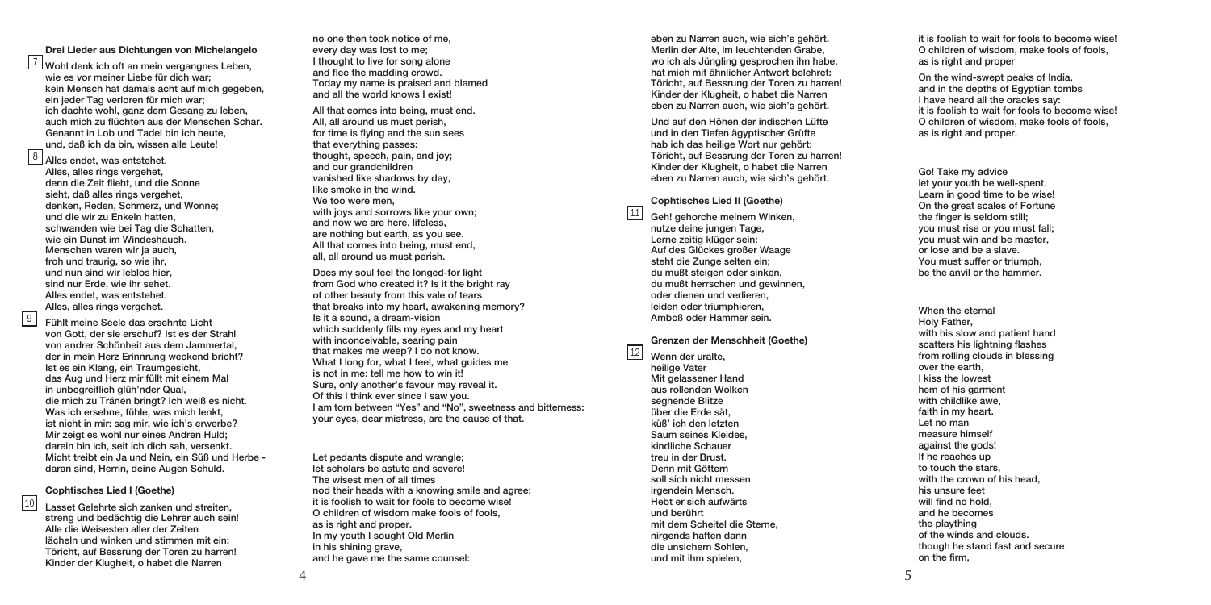**Drei Lieder aus Dichtungen von Michelangelo**

7 Wohl denk ich oft an mein vergangnes Leben,
wie es vor meiner Liebe für dich war;
kein Mensch hat damals acht auf mich gegeben,
ein jeder Tag verloren für mich war;
ich dachte wohl, ganz dem Gesang zu leben,
auch mich zu flüchten aus der Menschen Schar.
Genannt in Lob und Tadel bin ich heute,
und, daß ich da bin, wissen alle Leute!

8 Alles endet, was entstehet.
Alles, alles rings vergehet,
denn die Zeit flieht, und die Sonne
sieht, daß alles rings vergehet,
denken, Reden, Schmerz, und Wonne;
und die wir zu Enkeln hatten,
schwanden wie bei Tag die Schatten,
wie ein Dunst im Windeshauch.
Menschen waren wir ja auch,
froh und traurig, so wie ihr,
und nun sind wir leblos hier,
sind nur Erde, wie ihr sehet.
Alles endet, was entstehet.
Alles, alles rings vergehet.

9 Fühlt meine Seele das ersehnte Licht
von Gott, der sie erschuf? Ist es der Strahl
von andrer Schönheit aus dem Jammertal,
der in mein Herz Erinnrung weckend bricht?
Ist es ein Klang, ein Traumgesicht,
das Aug und Herz mir füllt mit einem Mal
in unbegreiflich glüh'nder Qual,
die mich zu Tränen bringt? Ich weiß es nicht.
Was ich ersehne, fühle, was mich lenkt,
ist nicht in mir: sag mir, wie ich's erwerbe?
Mir zeigt es wohl nur eines Andren Huld;
darein bin ich, seit ich dich sah, versenkt.
Micht treibt ein Ja und Nein, ein Süß und Herbe -
daran sind, Herrin, deine Augen Schuld.

**Cophtisches Lied I (Goethe)**

10 Lasset Gelehrte sich zanken und streiten,
streng und bedächtig die Lehrer auch sein!
Alle die Weisesten aller der Zeiten
lächeln und winken und stimmen mit ein:
Töricht, auf Bessrung der Toren zu harren!
Kinder der Klugheit, o habet die Narren
eben zu Narren auch, wie sich's gehört.
Merlin der Alte, im leuchtenden Grabe,
wo ich als Jüngling gesprochen ihn habe,
hat mich mit ähnlicher Antwort belehret:
Töricht, auf Bessrung der Toren zu harren!
Kinder der Klugheit, o habet die Narren
eben zu Narren auch, wie sich's gehört.

Und auf den Höhen der indischen Lüfte
und in den Tiefen ägyptischer Grüfte
hab ich das heilige Wort nur gehört:
Töricht, auf Bessrung der Toren zu harren!
Kinder der Klugheit, o habet die Narren
eben zu Narren auch, wie sich's gehört.

**Cophtisches Lied II (Goethe)**

11 Geh! gehorche meinem Winken,
nutze deine jungen Tage,
Lerne zeitig klüger sein:
Auf des Glückes großer Waage
steht die Zunge selten ein;
du mußt steigen oder sinken,
du mußt herrschen und gewinnen,
oder dienen und verlieren,
leiden oder triumphieren,
Amboß oder Hammer sein.

**Grenzen der Menschheit (Goethe)**

12 Wenn der uralte,
heilige Vater
Mit gelassener Hand
aus rollenden Wolken
segnende Blitze
über die Erde sät,
küß' ich den letzten
Saum seines Kleides,
kindliche Schauer
treu in der Brust.
Denn mit Göttern
soll sich nicht messen
irgendein Mensch.
Hebt er sich aufwärts
und berührt
mit dem Scheitel die Sterne,
nirgends haften dann
die unsichern Sohlen,
und mit ihm spielen,

---

no one then took notice of me,
every day was lost to me;
I thought to live for song alone
and flee the madding crowd.
Today my name is praised and blamed
and all the world knows I exist!

All that comes into being, must end.
All, all around us must perish,
for time is flying and the sun sees
that everything passes:
thought, speech, pain, and joy;
and our grandchildren
vanished like shadows by day,
like smoke in the wind.
We too were men,
with joys and sorrows like your own;
and now we are here, lifeless,
are nothing but earth, as you see.
All that comes into being, must end,
all, all around us must perish.

Does my soul feel the longed-for light
from God who created it? Is it the bright ray
of other beauty from this vale of tears
that breaks into my heart, awakening memory?
Is it a sound, a dream-vision
which suddenly fills my eyes and my heart
with inconceivable, searing pain
that makes me weep? I do not know.
What I long for, what I feel, what guides me
is not in me: tell me how to win it!
Sure, only another's favour may reveal it.
Of this I think ever since I saw you.
I am torn between "Yes" and "No", sweetness and bitterness:
your eyes, dear mistress, are the cause of that.

Let pedants dispute and wrangle;
let scholars be astute and severe!
The wisest men of all times
nod their heads with a knowing smile and agree:
it is foolish to wait for fools to become wise!
O children of wisdom make fools of fools,
as is right and proper.
In my youth I sought Old Merlin
in his shining grave,
and he gave me the same counsel:
it is foolish to wait for fools to become wise!
O children of wisdom, make fools of fools,
as is right and proper

On the wind-swept peaks of India,
and in the depths of Egyptian tombs
I have heard all the oracles say:
it is foolish to wait for fools to become wise!
O children of wisdom, make fools of fools,
as is right and proper.

Go! Take my advice
let your youth be well-spent.
Learn in good time to be wise!
On the great scales of Fortune
the finger is seldom still;
you must rise or you must fall;
you must win and be master,
or lose and be a slave.
You must suffer or triumph,
be the anvil or the hammer.

When the eternal
Holy Father,
with his slow and patient hand
scatters his lightning flashes
from rolling clouds in blessing
over the earth,
I kiss the lowest
hem of his garment
with childlike awe,
faith in my heart.
Let no man
measure himself
against the gods!
If he reaches up
to touch the stars,
with the crown of his head,
his unsure feet
will find no hold,
and he becomes
the plaything
of the winds and clouds.
though he stand fast and secure
on the firm,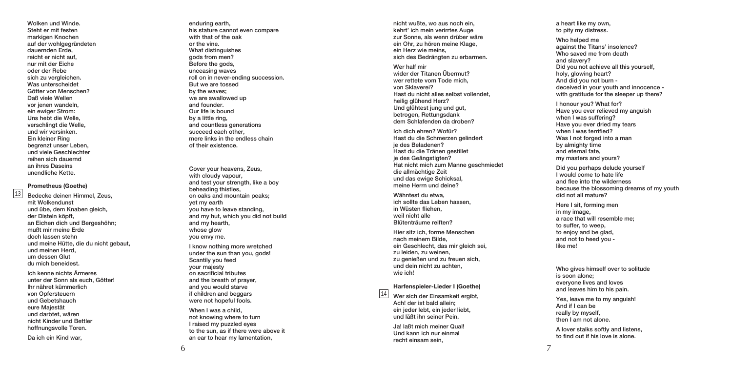Wolken und Winde.
Steht er mit festen
markigen Knochen
auf der wohlgegründeten
dauernden Erde,
reicht er nicht auf,
nur mit der Eiche
oder der Rebe
sich zu vergleichen.
Was unterscheidet
Götter von Menschen?
Daß viele Wellen
vor jenen wandeln,
ein ewiger Strom:
Uns hebt die Welle,
verschlingt die Welle,
und wir versinken.
Ein kleiner Ring
begrenzt unser Leben,
und viele Geschlechter
reihen sich dauernd
an ihres Daseins
unendliche Kette.

enduring earth,
his stature cannot even compare
with that of the oak
or the vine.
What distinguishes
gods from men?
Before the gods,
unceasing waves
roll on in never-ending succession.
But we are tossed
by the waves;
we are swallowed up
and founder.
Our life is bound
by a little ring,
and countless generations
succeed each other,
mere links in the endless chain
of their existence.

**Prometheus (Goethe)**

13

Bedecke deinen Himmel, Zeus,
mit Wolkendunst
und übe, dem Knaben gleich,
der Disteln köpft,
an Eichen dich und Bergeshöhn;
mußt mir meine Erde
doch lassen stehn
und meine Hütte, die du nicht gebaut,
und meinen Herd,
um dessen Glut
du mich beneidest.

Ich kenne nichts Ärmeres
unter der Sonn als euch, Götter!
Ihr nähret kümmerlich
von Opfersteuern
und Gebetshauch
eure Majestät
und darbtet, wären
nicht Kinder und Bettler
hoffnungsvolle Toren.

Da ich ein Kind war,
nicht wußte, wo aus noch ein,
kehrt' ich mein verirrtes Auge
zur Sonne, als wenn drüber wäre
ein Ohr, zu hören meine Klage,
ein Herz wie meins,
sich des Bedrängten zu erbarmen.

Wer half mir
wider der Titanen Übermut?
wer rettete vom Tode mich,
von Sklaverei?
Hast du nicht alles selbst vollendet,
heilig glühend Herz?
Und glühtest jung und gut,
betrogen, Rettungsdank
dem Schlafenden da droben?

Ich dich ehren? Wofür?
Hast du die Schmerzen gelindert
je des Beladenen?
Hast du die Tränen gestillet
je des Geängstigten?
Hat nicht mich zum Manne geschmiedet
die allmächtige Zeit
und das ewige Schicksal,
meine Herrn und deine?

Wähntest du etwa,
ich sollte das Leben hassen,
in Wüsten fliehen,
weil nicht alle
Blütenträume reiften?

Hier sitz ich, forme Menschen
nach meinem Bilde,
ein Geschlecht, das mir gleich sei,
zu leiden, zu weinen,
zu genießen und zu freuen sich,
und dein nicht zu achten,
wie ich!

Cover your heavens, Zeus,
with cloudy vapour,
and test your strength, like a boy
beheading thistles,
on oaks and mountain peaks;
yet my earth
you have to leave standing,
and my hut, which you did not build
and my hearth,
whose glow
you envy me.

I know nothing more wretched
under the sun than you, gods!
Scantily you feed
your majesty
on sacrificial tributes
and the breath of prayer,
and you would starve
if children and beggars
were not hopeful fools.

When I was a child,
not knowing where to turn
I raised my puzzled eyes
to the sun, as if there were above it
an ear to hear my lamentation,
a heart like my own,
to pity my distress.

Who helped me
against the Titans' insolence?
Who saved me from death
and slavery?
Did you not achieve all this yourself,
holy, glowing heart?
And did you not burn -
deceived in your youth and innocence -
with gratitude for the sleeper up there?

I honour you? What for?
Have you ever relieved my anguish
when I was suffering?
Have you ever dried my tears
when I was terrified?
Was I not forged into a man
by almighty time
and eternal fate,
my masters and yours?

Did you perhaps delude yourself
I would come to hate life
and flee into the wilderness
because the blossoming dreams of my youth
did not all mature?

Here I sit, forming men
in my image,
a race that will resemble me;
to suffer, to weep,
to enjoy and be glad,
and not to heed you -
like me!

**Harfenspieler-Lieder I (Goethe)**

14

Wer sich der Einsamkeit ergibt,
Ach! der ist bald allein;
ein jeder lebt, ein jeder liebt,
und läßt ihn seiner Pein.

Ja! laßt mich meiner Qual!
Und kann ich nur einmal
recht einsam sein,

Who gives himself over to solitude
is soon alone;
everyone lives and loves
and leaves him to his pain.

Yes, leave me to my anguish!
And if I can be
really by myself,
then I am not alone.

A lover stalks softly and listens,
to find out if his love is alone.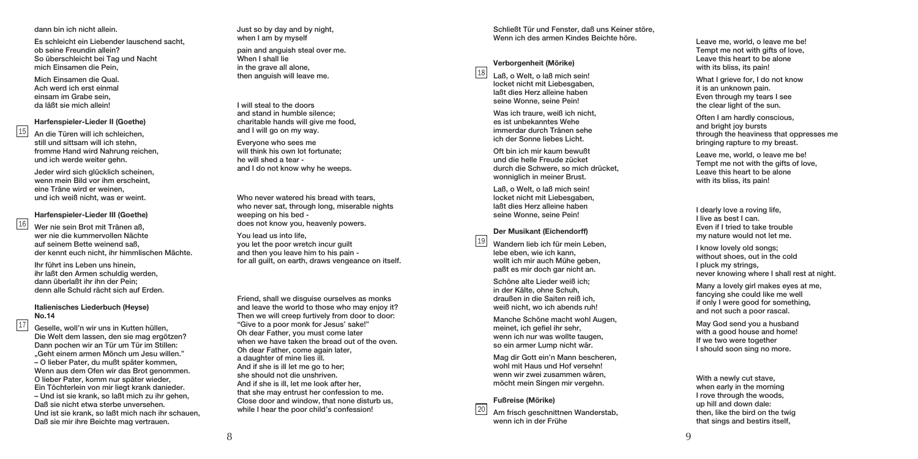dann bin ich nicht allein.

Es schleicht ein Liebender lauschend sacht,
ob seine Freundin allein?
So überschleicht bei Tag und Nacht
mich Einsamen die Pein,

Mich Einsamen die Qual.
Ach werd ich erst einmal
einsam im Grabe sein,
da läßt sie mich allein!

Just so by day and by night,
when I am by myself
pain and anguish steal over me.
When I shall lie
in the grave all alone,
then anguish will leave me.

### Harfenspieler-Lieder II (Goethe)

15

An die Türen will ich schleichen,
still und sittsam will ich stehn,
fromme Hand wird Nahrung reichen,
und ich werde weiter gehn.

Jeder wird sich glücklich scheinen,
wenn mein Bild vor ihm erscheint,
eine Träne wird er weinen,
und ich weiß nicht, was er weint.

I will steal to the doors
and stand in humble silence;
charitable hands will give me food,
and I will go on my way.

Everyone who sees me
will think his own lot fortunate;
he will shed a tear -
and I do not know why he weeps.

### Harfenspieler-Lieder III (Goethe)

16

Wer nie sein Brot mit Tränen aß,
wer nie die kummervollen Nächte
auf seinem Bette weinend saß,
der kennt euch nicht, ihr himmlischen Mächte.

Ihr führt ins Leben uns hinein,
ihr laßt den Armen schuldig werden,
dann überlaßt ihr ihn der Pein;
denn alle Schuld rächt sich auf Erden.

Who never watered his bread with tears,
who never sat, through long, miserable nights
weeping on his bed -
does not know you, heavenly powers.

You lead us into life,
you let the poor wretch incur guilt
and then you leave him to his pain -
for all guilt, on earth, draws vengeance on itself.

### Italienisches Liederbuch (Heyse) No.14

17

Geselle, woll'n wir uns in Kutten hüllen,
Die Welt dem lassen, den sie mag ergötzen?
Dann pochen wir an Tür um Tür im Stillen:
„Geht einem armen Mönch um Jesu willen."
– O lieber Pater, du mußt später kommen,
Wenn aus dem Ofen wir das Brot genommen.
O lieber Pater, komm nur später wieder,
Ein Töchterlein von mir liegt krank danieder.
– Und ist sie krank, so laßt mich zu ihr gehen,
Daß sie nicht etwa sterbe unversehen.
Und ist sie krank, so laßt mich nach ihr schauen,
Daß sie mir ihre Beichte mag vertrauen.
Schließt Tür und Fenster, daß uns Keiner störe,
Wenn ich des armen Kindes Beichte höre.

Friend, shall we disguise ourselves as monks
and leave the world to those who may enjoy it?
Then we will creep furtively from door to door:
"Give to a poor monk for Jesus' sake!"
Oh dear Father, you must come later
when we have taken the bread out of the oven.
Oh dear Father, come again later,
a daughter of mine lies ill.
And if she is ill let me go to her;
she should not die unshriven.
And if she is ill, let me look after her,
that she may entrust her confession to me.
Close door and window, that none disturb us,
while I hear the poor child's confession!

### Verborgenheit (Mörike)

18

Laß, o Welt, o laß mich sein!
locket nicht mit Liebesgaben,
laßt dies Herz alleine haben
seine Wonne, seine Pein!

Was ich traure, weiß ich nicht,
es ist unbekanntes Wehe
immerdar durch Tränen sehe
ich der Sonne liebes Licht.

Oft bin ich mir kaum bewußt
und die helle Freude zücket
durch die Schwere, so mich drücket,
wonniglich in meiner Brust.

Laß, o Welt, o laß mich sein!
locket nicht mit Liebesgaben,
laßt dies Herz alleine haben
seine Wonne, seine Pein!

Leave me, world, o leave me be!
Tempt me not with gifts of love,
Leave this heart to be alone
with its bliss, its pain!

What I grieve for, I do not know
it is an unknown pain.
Even through my tears I see
the clear light of the sun.

Often I am hardly conscious,
and bright joy bursts
through the heaviness that oppresses me
bringing rapture to my breast.

Leave me, world, o leave me be!
Tempt me not with the gifts of love,
Leave this heart to be alone
with its bliss, its pain!

### Der Musikant (Eichendorff)

19

Wandern lieb ich für mein Leben,
lebe eben, wie ich kann,
wollt ich mir auch Mühe geben,
paßt es mir doch gar nicht an.

Schöne alte Lieder weiß ich;
in der Kälte, ohne Schuh,
draußen in die Saiten reiß ich,
weiß nicht, wo ich abends ruh!

Manche Schöne macht wohl Augen,
meinet, ich gefiel ihr sehr,
wenn ich nur was wollte taugen,
so ein armer Lump nicht wär.

Mag dir Gott ein'n Mann bescheren,
wohl mit Haus und Hof versehn!
wenn wir zwei zusammen wären,
möcht mein Singen mir vergehn.

I dearly love a roving life,
I live as best I can.
Even if I tried to take trouble
my nature would not let me.

I know lovely old songs;
without shoes, out in the cold
I pluck my strings,
never knowing where I shall rest at night.

Many a lovely girl makes eyes at me,
fancying she could like me well
if only I were good for something,
and not such a poor rascal.

May God send you a husband
with a good house and home!
If we two were together
I should soon sing no more.

### Fußreise (Mörike)

20

Am frisch geschnittnen Wanderstab,
wenn ich in der Frühe

With a newly cut stave,
when early in the morning
I rove through the woods,
up hill and down dale:
then, like the bird on the twig
that sings and bestirs itself,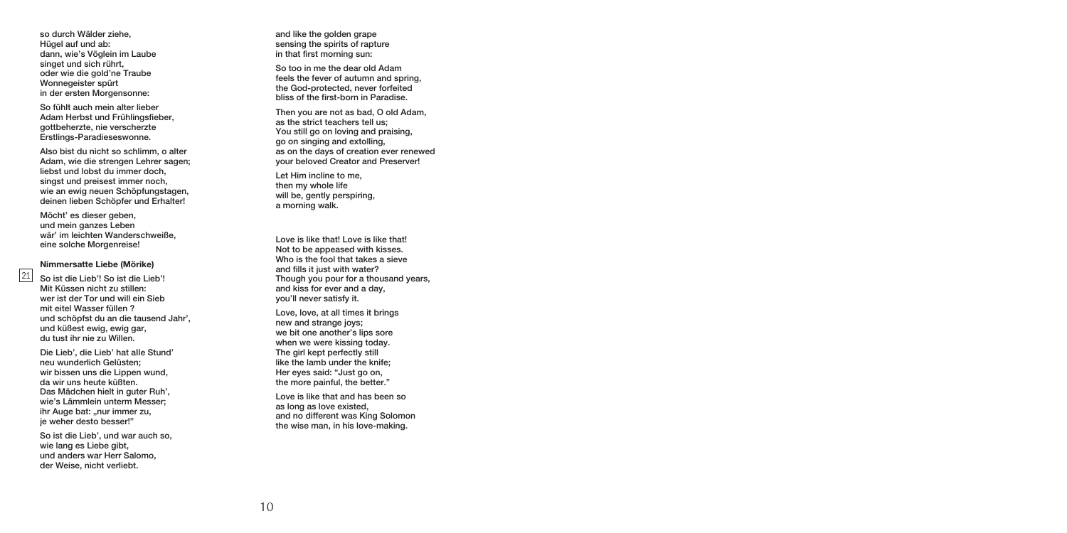so durch Wälder ziehe,
Hügel auf und ab:
dann, wie's Vöglein im Laube
singet und sich rührt,
oder wie die gold'ne Traube
Wonnegeister spürt
in der ersten Morgensonne:

So fühlt auch mein alter lieber
Adam Herbst und Frühlingsfieber,
gottbeherzte, nie verscherzte
Erstlings-Paradieseswonne.

Also bist du nicht so schlimm, o alter
Adam, wie die strengen Lehrer sagen;
liebst und lobst du immer doch,
singst und preisest immer noch,
wie an ewig neuen Schöpfungstagen,
deinen lieben Schöpfer und Erhalter!

Möcht' es dieser geben,
und mein ganzes Leben
wär' im leichten Wanderschweiße,
eine solche Morgenreise!

and like the golden grape
sensing the spirits of rapture
in that first morning sun:

So too in me the dear old Adam
feels the fever of autumn and spring,
the God-protected, never forfeited
bliss of the first-born in Paradise.

Then you are not as bad, O old Adam,
as the strict teachers tell us;
You still go on loving and praising,
go on singing and extolling,
as on the days of creation ever renewed
your beloved Creator and Preserver!

Let Him incline to me,
then my whole life
will be, gently perspiring,
a morning walk.

**Nimmersatte Liebe (Mörike)**

21

So ist die Lieb'! So ist die Lieb'!
Mit Küssen nicht zu stillen:
wer ist der Tor und will ein Sieb
mit eitel Wasser füllen ?
und schöpfst du an die tausend Jahr',
und küßest ewig, ewig gar,
du tust ihr nie zu Willen.

Die Lieb', die Lieb' hat alle Stund'
neu wunderlich Gelüsten;
wir bissen uns die Lippen wund,
da wir uns heute küßten.
Das Mädchen hielt in guter Ruh',
wie's Lämmlein unterm Messer;
ihr Auge bat: „nur immer zu,
je weher desto besser!"

So ist die Lieb', und war auch so,
wie lang es Liebe gibt,
und anders war Herr Salomo,
der Weise, nicht verliebt.

Love is like that! Love is like that!
Not to be appeased with kisses.
Who is the fool that takes a sieve
and fills it just with water?
Though you pour for a thousand years,
and kiss for ever and a day,
you'll never satisfy it.

Love, love, at all times it brings
new and strange joys;
we bit one another's lips sore
when we were kissing today.
The girl kept perfectly still
like the lamb under the knife;
Her eyes said: "Just go on,
the more painful, the better."

Love is like that and has been so
as long as love existed,
and no different was King Solomon
the wise man, in his love-making.